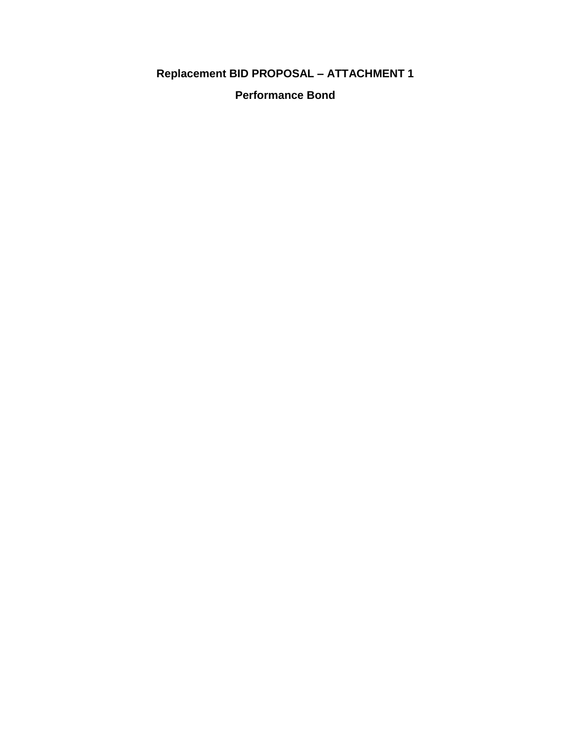# Replacement BID PROPOSAL – ATTACHMENT 1

## Performance Bond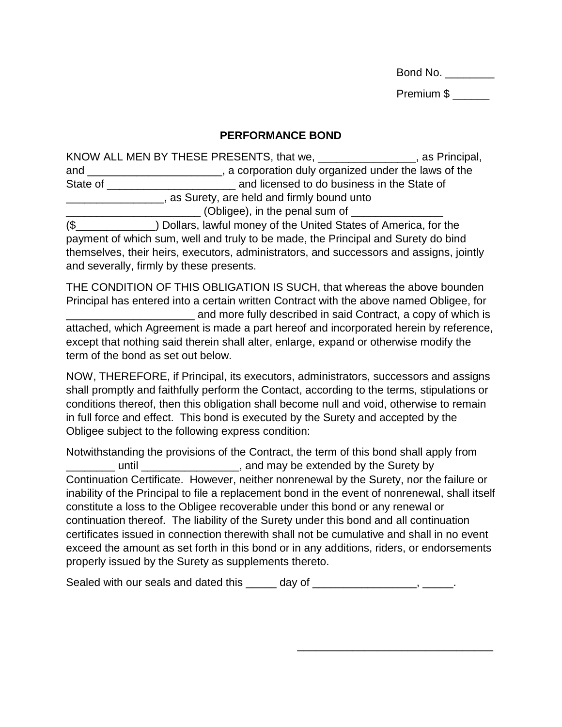Bond No. ________

Premium $ ______

**PERFORMANCE BOND**

KNOW ALL MEN BY THESE PRESENTS, that we, ________________, as Principal, and ______________________, a corporation duly organized under the laws of the State of _____________________ and licensed to do business in the State of ________________, as Surety, are held and firmly bound unto ______________________ (Obligee), in the penal sum of _______________ ($_____________) Dollars, lawful money of the United States of America, for the payment of which sum, well and truly to be made, the Principal and Surety do bind themselves, their heirs, executors, administrators, and successors and assigns, jointly and severally, firmly by these presents.

THE CONDITION OF THIS OBLIGATION IS SUCH, that whereas the above bounden Principal has entered into a certain written Contract with the above named Obligee, for _____________________ and more fully described in said Contract, a copy of which is attached, which Agreement is made a part hereof and incorporated herein by reference, except that nothing said therein shall alter, enlarge, expand or otherwise modify the term of the bond as set out below.

NOW, THEREFORE, if Principal, its executors, administrators, successors and assigns shall promptly and faithfully perform the Contact, according to the terms, stipulations or conditions thereof, then this obligation shall become null and void, otherwise to remain in full force and effect. This bond is executed by the Surety and accepted by the Obligee subject to the following express condition:

Notwithstanding the provisions of the Contract, the term of this bond shall apply from ________ until ________________, and may be extended by the Surety by Continuation Certificate. However, neither nonrenewal by the Surety, nor the failure or inability of the Principal to file a replacement bond in the event of nonrenewal, shall itself constitute a loss to the Obligee recoverable under this bond or any renewal or continuation thereof. The liability of the Surety under this bond and all continuation certificates issued in connection therewith shall not be cumulative and shall in no event exceed the amount as set forth in this bond or in any additions, riders, or endorsements properly issued by the Surety as supplements thereto.

Sealed with our seals and dated this _____ day of _________________, _____.

________________________________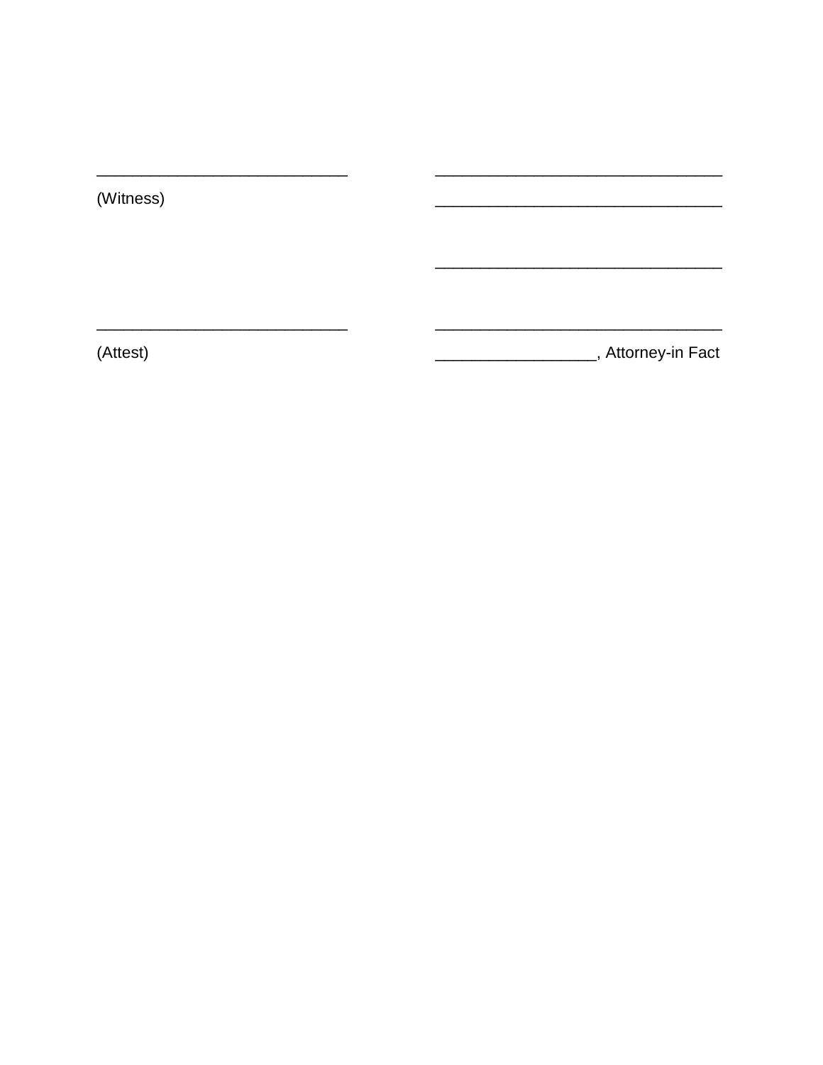| | |
|---|---|
| ____________________________ | ________________________________ |
| (Witness) | ________________________________ |
| | |
| | ________________________________ |
| | |
| ____________________________ | ________________________________ |
| (Attest) | _________________, Attorney-in Fact |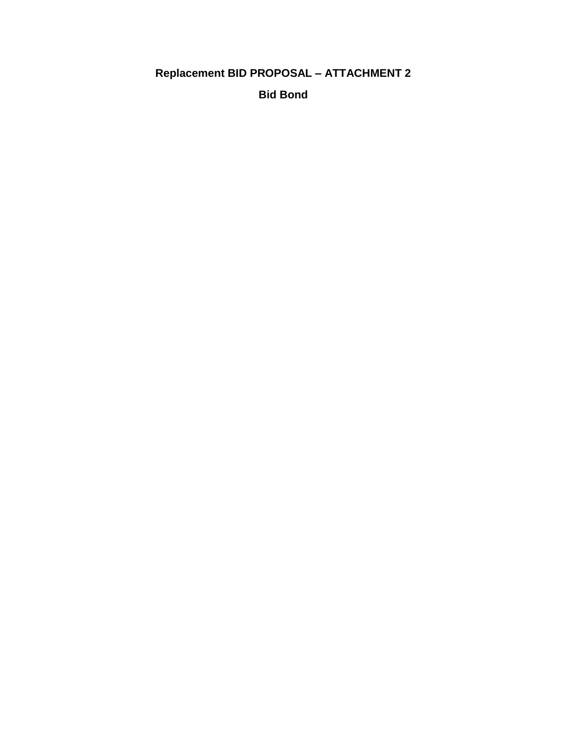# Replacement BID PROPOSAL – ATTACHMENT 2

## Bid Bond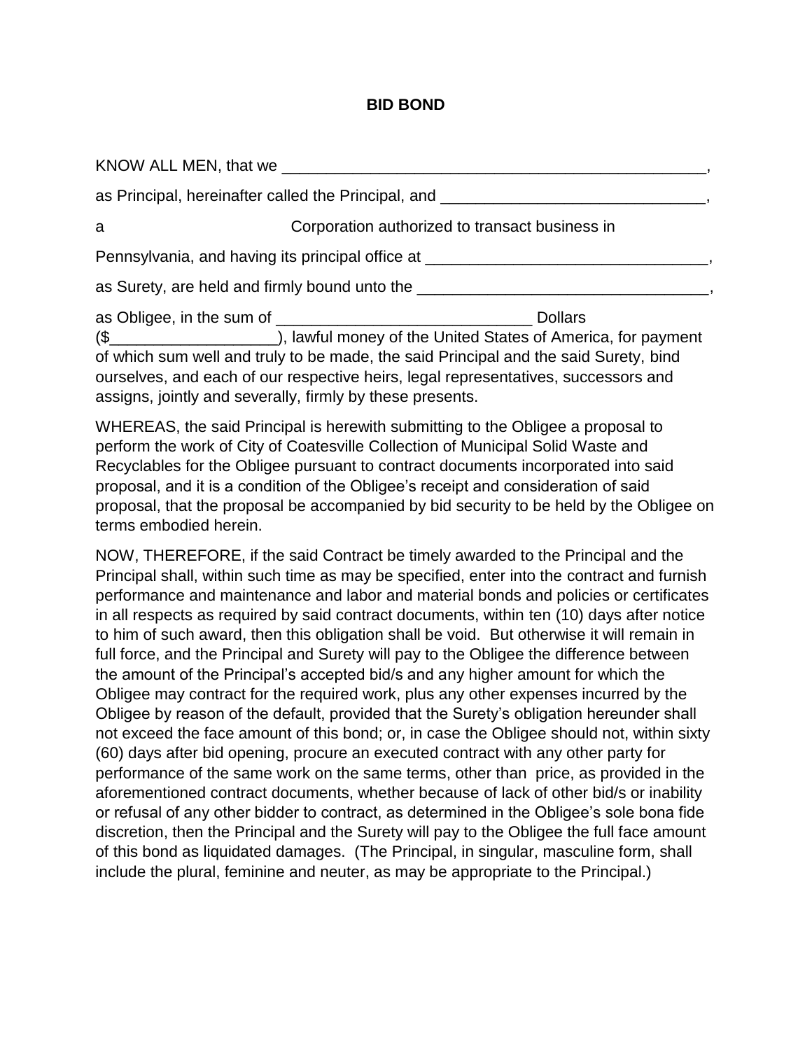**BID BOND**

KNOW ALL MEN, that we \_\_\_\_\_\_\_\_\_\_\_\_\_\_\_\_\_\_\_\_\_\_\_\_\_\_\_\_\_\_\_\_\_\_\_\_\_\_\_\_\_\_\_\_\_\_\_\_\_\_,

as Principal, hereinafter called the Principal, and \_\_\_\_\_\_\_\_\_\_\_\_\_\_\_\_\_\_\_\_\_\_\_\_\_\_\_\_\_\_\_,

a Corporation authorized to transact business in

Pennsylvania, and having its principal office at \_\_\_\_\_\_\_\_\_\_\_\_\_\_\_\_\_\_\_\_\_\_\_\_\_\_\_\_\_\_\_\_\_\_,

as Surety, are held and firmly bound unto the \_\_\_\_\_\_\_\_\_\_\_\_\_\_\_\_\_\_\_\_\_\_\_\_\_\_\_\_\_\_\_\_\_\_\_,

as Obligee, in the sum of \_\_\_\_\_\_\_\_\_\_\_\_\_\_\_\_\_\_\_\_\_\_\_\_\_\_\_\_\_\_ Dollars ($\_\_\_\_\_\_\_\_\_\_\_\_\_\_\_\_\_\_\_), lawful money of the United States of America, for payment of which sum well and truly to be made, the said Principal and the said Surety, bind ourselves, and each of our respective heirs, legal representatives, successors and assigns, jointly and severally, firmly by these presents.

WHEREAS, the said Principal is herewith submitting to the Obligee a proposal to perform the work of City of Coatesville Collection of Municipal Solid Waste and Recyclables for the Obligee pursuant to contract documents incorporated into said proposal, and it is a condition of the Obligee's receipt and consideration of said proposal, that the proposal be accompanied by bid security to be held by the Obligee on terms embodied herein.

NOW, THEREFORE, if the said Contract be timely awarded to the Principal and the Principal shall, within such time as may be specified, enter into the contract and furnish performance and maintenance and labor and material bonds and policies or certificates in all respects as required by said contract documents, within ten (10) days after notice to him of such award, then this obligation shall be void. But otherwise it will remain in full force, and the Principal and Surety will pay to the Obligee the difference between the amount of the Principal's accepted bid/s and any higher amount for which the Obligee may contract for the required work, plus any other expenses incurred by the Obligee by reason of the default, provided that the Surety's obligation hereunder shall not exceed the face amount of this bond; or, in case the Obligee should not, within sixty (60) days after bid opening, procure an executed contract with any other party for performance of the same work on the same terms, other than price, as provided in the aforementioned contract documents, whether because of lack of other bid/s or inability or refusal of any other bidder to contract, as determined in the Obligee's sole bona fide discretion, then the Principal and the Surety will pay to the Obligee the full face amount of this bond as liquidated damages. (The Principal, in singular, masculine form, shall include the plural, feminine and neuter, as may be appropriate to the Principal.)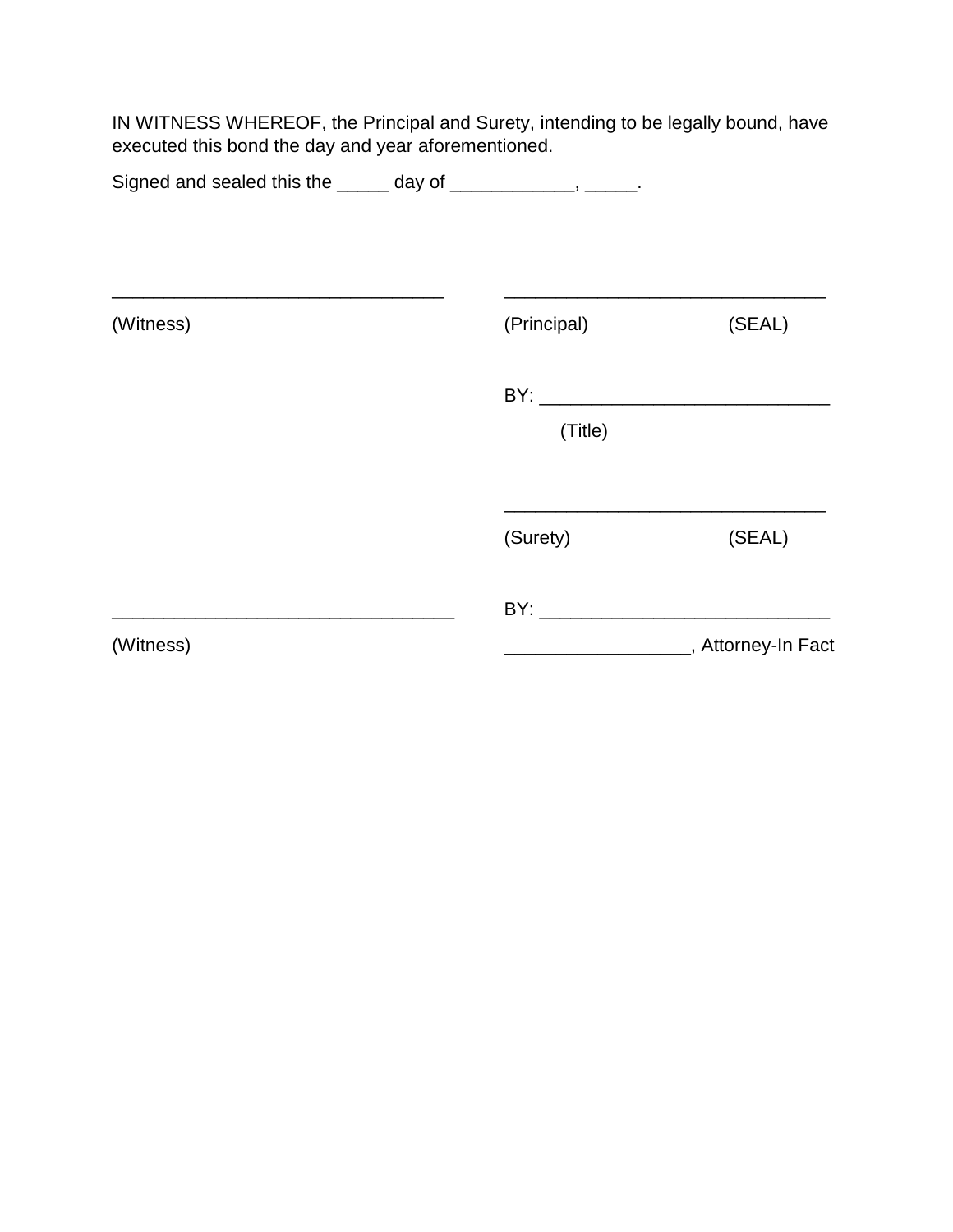IN WITNESS WHEREOF, the Principal and Surety, intending to be legally bound, have executed this bond the day and year aforementioned.

Signed and sealed this the _____ day of ____________, _____.

| | |
|---|---|
| ________________________________ | _______________________________ |
| (Witness) | (Principal) (SEAL) |
| | BY: ___________________________ |
| | (Title) |
| | _______________________________ |
| | (Surety) (SEAL) |
| _________________________________ | BY: ___________________________ |
| (Witness) | _________________, Attorney-In Fact |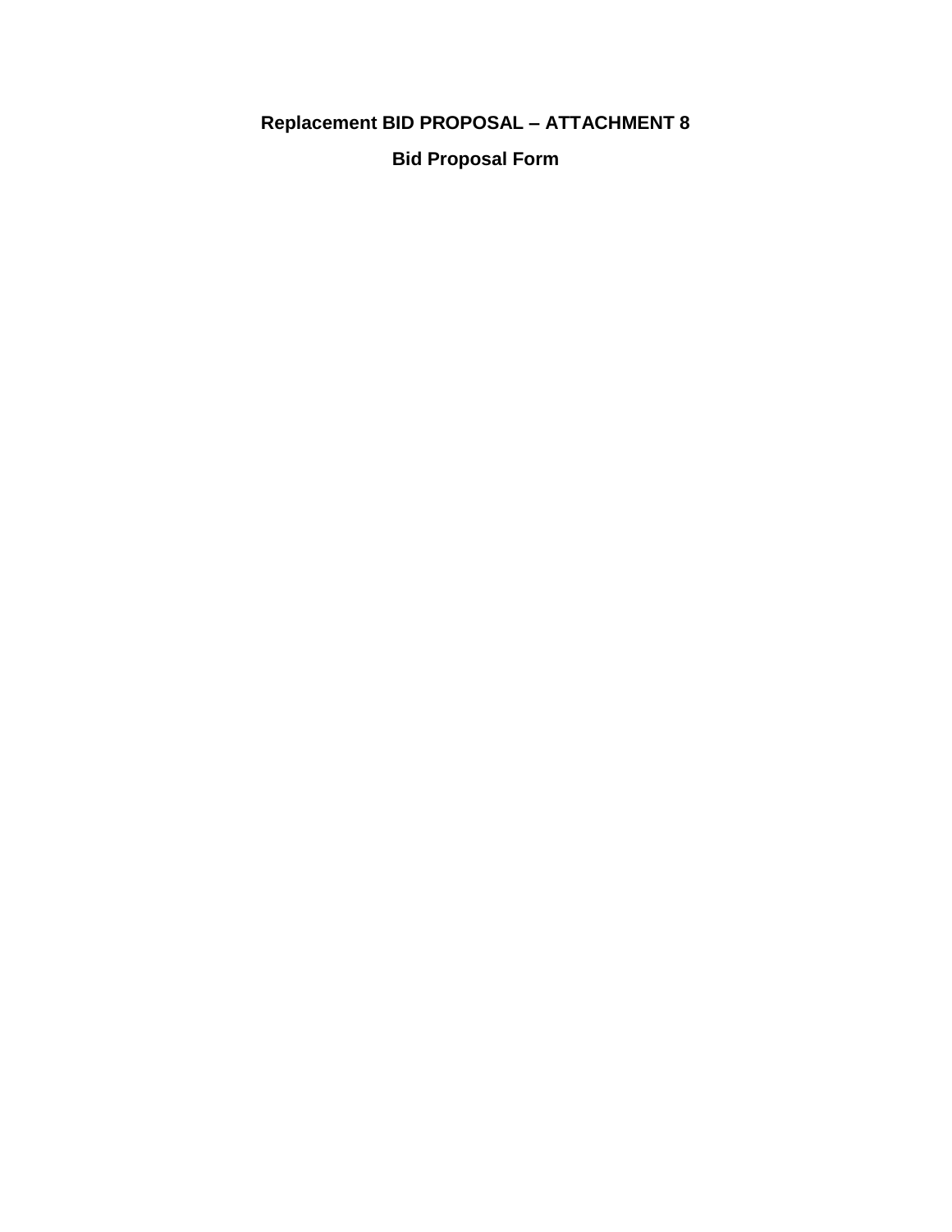# Replacement BID PROPOSAL – ATTACHMENT 8

## Bid Proposal Form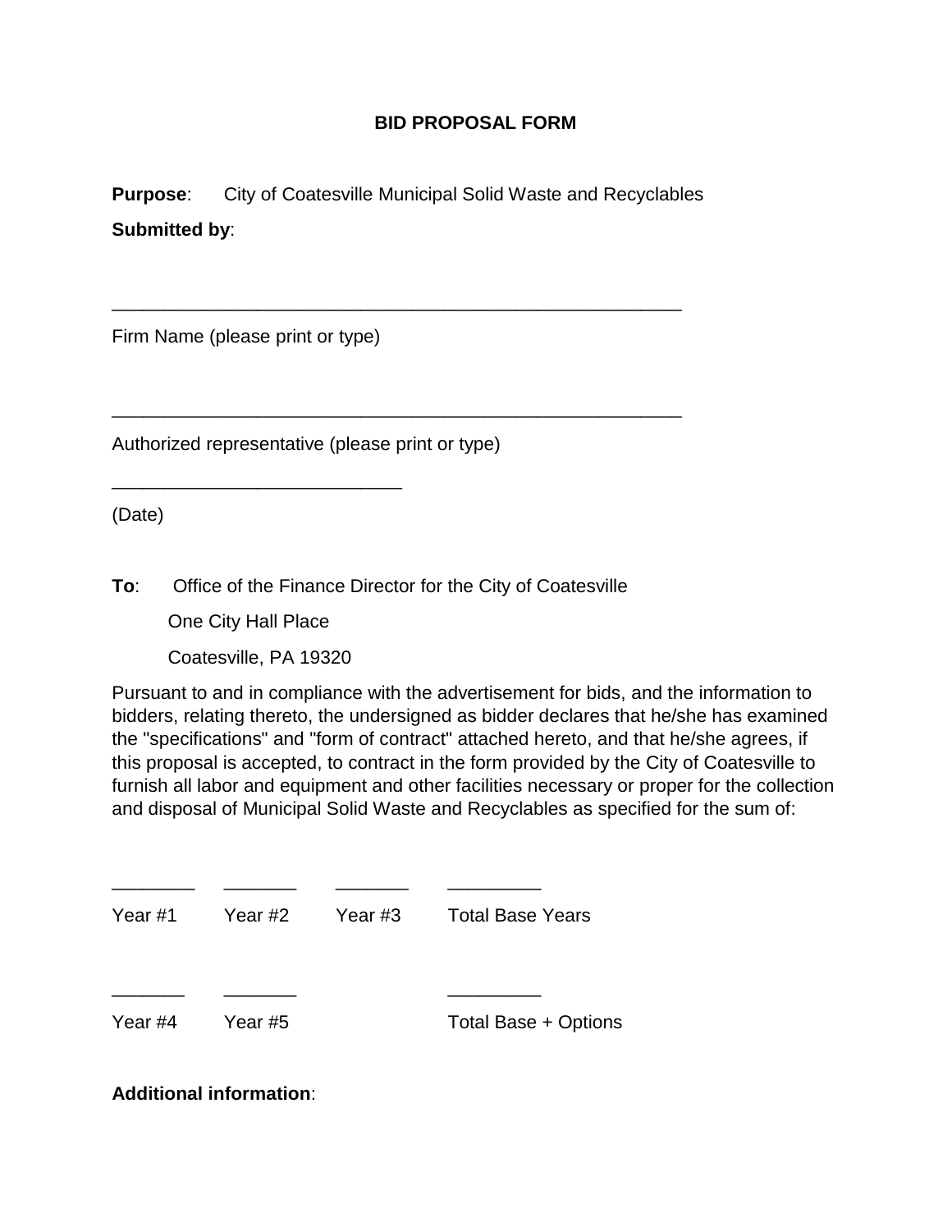**BID PROPOSAL FORM**

**Purpose**: City of Coatesville Municipal Solid Waste and Recyclables

**Submitted by**:

\_\_\_\_\_\_\_\_\_\_\_\_\_\_\_\_\_\_\_\_\_\_\_\_\_\_\_\_\_\_\_\_\_\_\_\_\_\_\_\_\_\_\_\_\_\_\_\_\_\_\_\_\_\_\_\_

Firm Name (please print or type)

\_\_\_\_\_\_\_\_\_\_\_\_\_\_\_\_\_\_\_\_\_\_\_\_\_\_\_\_\_\_\_\_\_\_\_\_\_\_\_\_\_\_\_\_\_\_\_\_\_\_\_\_\_\_\_\_

Authorized representative (please print or type)

\_\_\_\_\_\_\_\_\_\_\_\_\_\_\_\_\_\_\_\_\_\_\_\_\_\_\_\_

(Date)

**To**: Office of the Finance Director for the City of Coatesville

One City Hall Place

Coatesville, PA 19320

Pursuant to and in compliance with the advertisement for bids, and the information to bidders, relating thereto, the undersigned as bidder declares that he/she has examined the "specifications" and "form of contract" attached hereto, and that he/she agrees, if this proposal is accepted, to contract in the form provided by the City of Coatesville to furnish all labor and equipment and other facilities necessary or proper for the collection and disposal of Municipal Solid Waste and Recyclables as specified for the sum of:

| \_\_\_\_\_\_\_\_ | \_\_\_\_\_\_\_\_ | \_\_\_\_\_\_\_\_ | \_\_\_\_\_\_\_\_\_ |
|---|---|---|---|
| Year #1 | Year #2 | Year #3 | Total Base Years |
| \_\_\_\_\_\_\_\_ | \_\_\_\_\_\_\_\_ | | \_\_\_\_\_\_\_\_\_ |
| Year #4 | Year #5 | | Total Base + Options |

**Additional information**: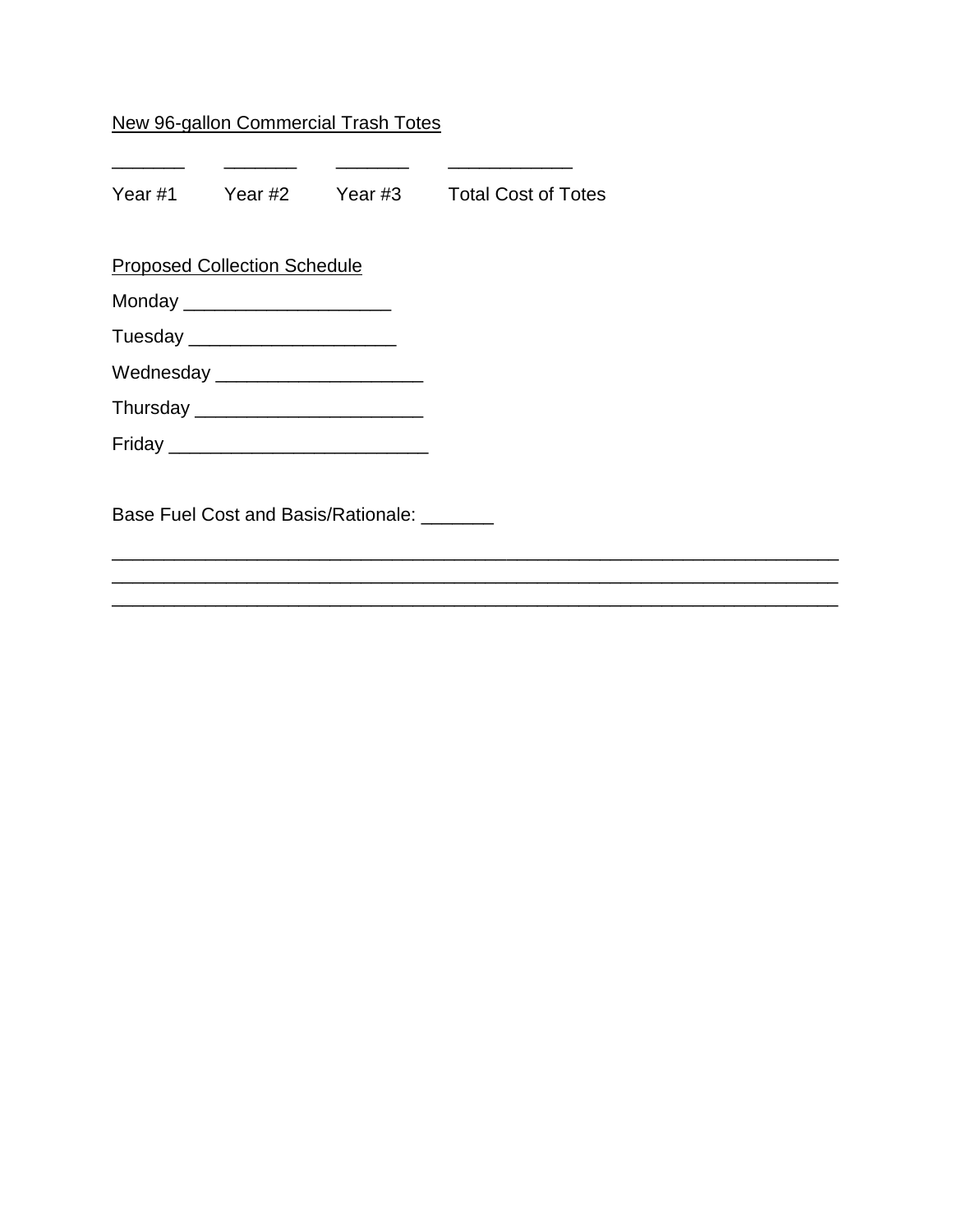New 96-gallon Commercial Trash Totes

| _______ | _______ | _______ | ____________ |
|---|---|---|---|
| Year #1 | Year #2 | Year #3 | Total Cost of Totes |

Proposed Collection Schedule

Monday ___________________

Tuesday ___________________

Wednesday ___________________

Thursday _____________________

Friday ________________________

Base Fuel Cost and Basis/Rationale: _______

_________________________________________________________________________
_________________________________________________________________________
_________________________________________________________________________